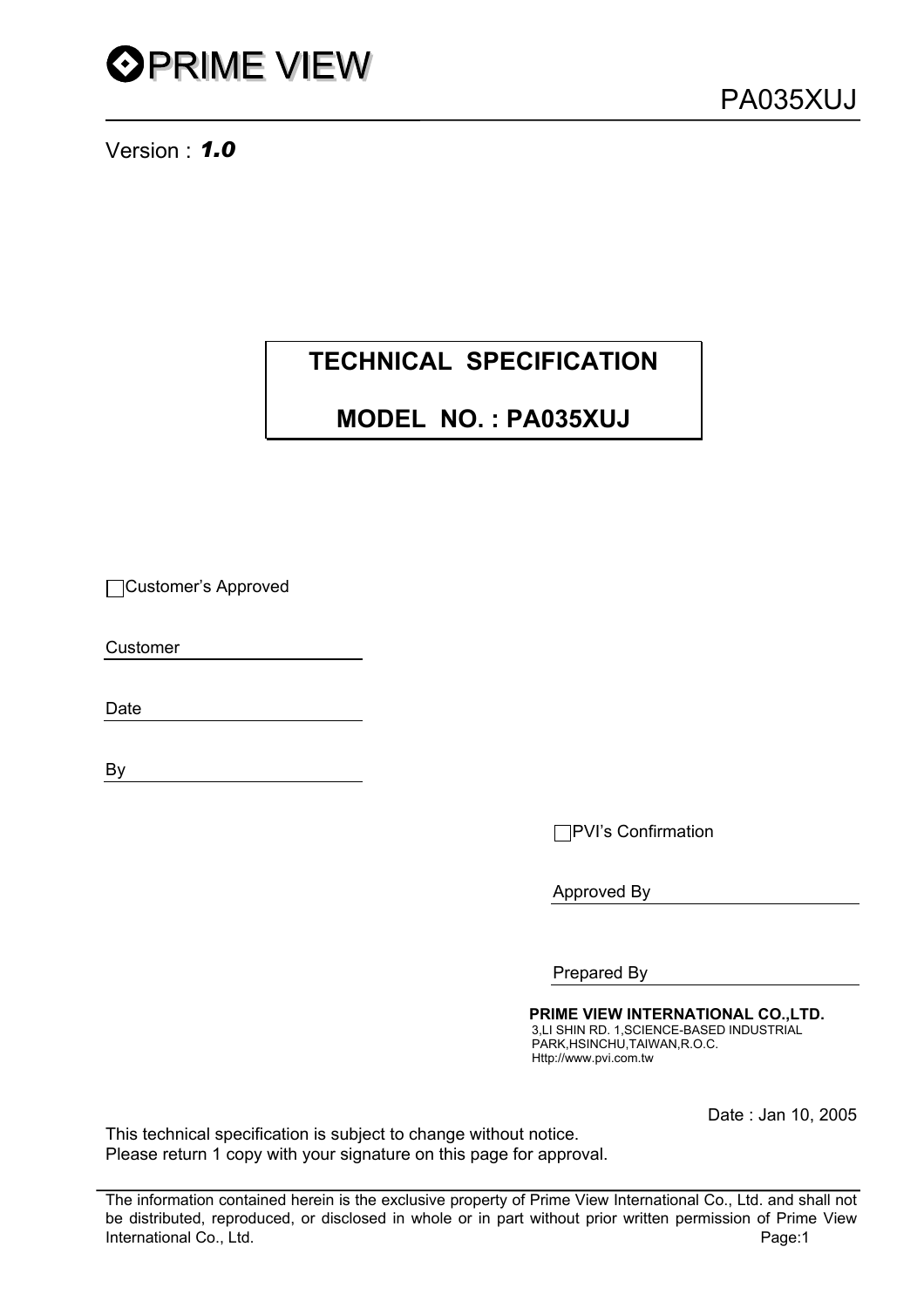PRIME VIEW

PA035XUJ

Version : ***1.0***

# TECHNICAL SPECIFICATION

# MODEL NO. : PA035XUJ

☐Customer's Approved

Customer \_\_\_\_\_\_\_\_\_\_\_\_\_\_\_\_

Date \_\_\_\_\_\_\_\_\_\_\_\_\_\_\_\_

By \_\_\_\_\_\_\_\_\_\_\_\_\_\_\_\_

☐PVI's Confirmation

Approved By \_\_\_\_\_\_\_\_\_\_\_\_\_\_\_\_

Prepared By \_\_\_\_\_\_\_\_\_\_\_\_\_\_\_\_

**PRIME VIEW INTERNATIONAL CO.,LTD.**
3,LI SHIN RD. 1,SCIENCE-BASED INDUSTRIAL PARK,HSINCHU,TAIWAN,R.O.C.
Http://www.pvi.com.tw

Date : Jan 10, 2005

This technical specification is subject to change without notice.
Please return 1 copy with your signature on this page for approval.

The information contained herein is the exclusive property of Prime View International Co., Ltd. and shall not be distributed, reproduced, or disclosed in whole or in part without prior written permission of Prime View International Co., Ltd.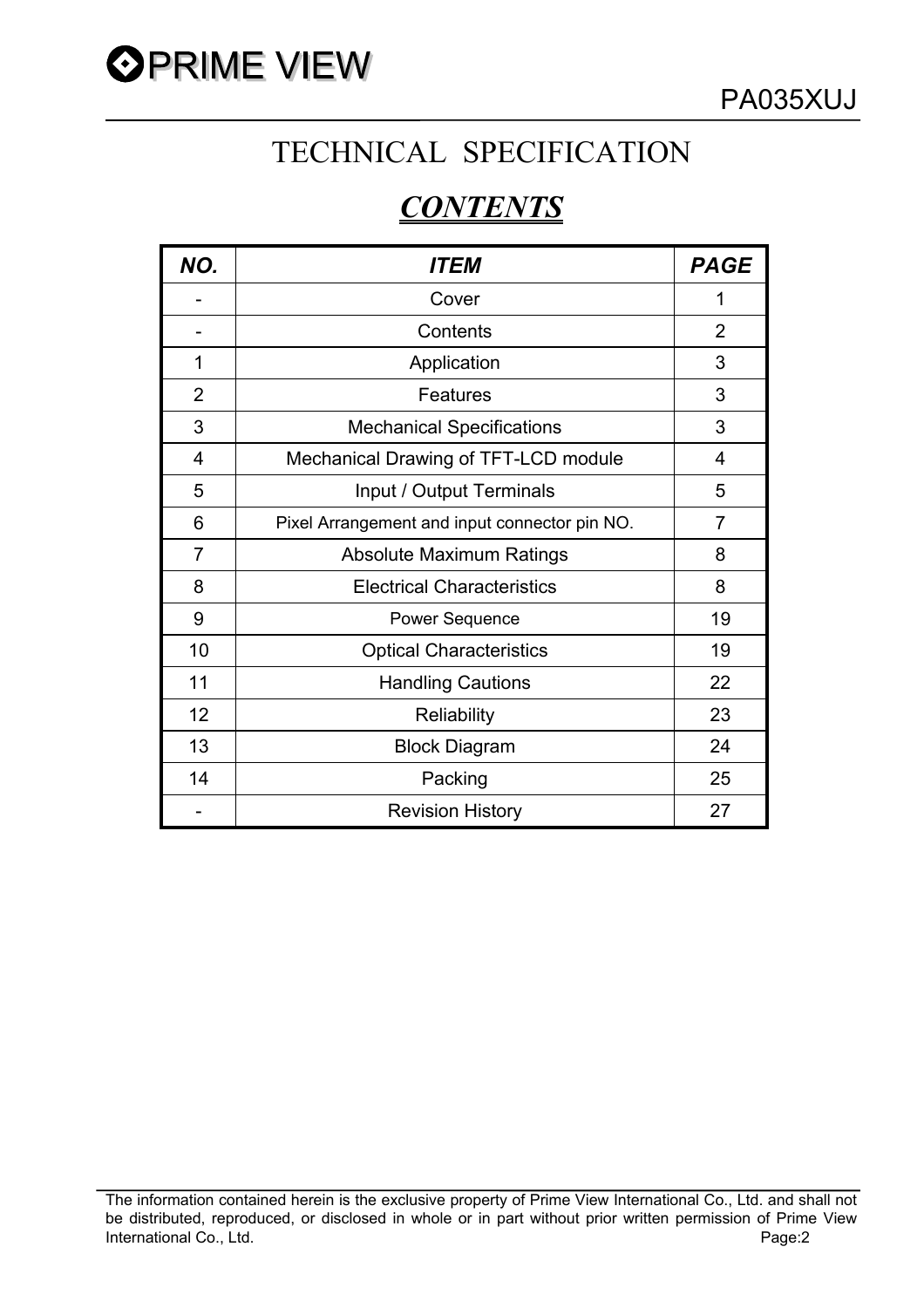# TECHNICAL SPECIFICATION

## ***CONTENTS***

| NO. | ITEM | PAGE |
|---|---|---|
| - | Cover | 1 |
| - | Contents | 2 |
| 1 | Application | 3 |
| 2 | Features | 3 |
| 3 | Mechanical Specifications | 3 |
| 4 | Mechanical Drawing of TFT-LCD module | 4 |
| 5 | Input / Output Terminals | 5 |
| 6 | Pixel Arrangement and input connector pin NO. | 7 |
| 7 | Absolute Maximum Ratings | 8 |
| 8 | Electrical Characteristics | 8 |
| 9 | Power Sequence | 19 |
| 10 | Optical Characteristics | 19 |
| 11 | Handling Cautions | 22 |
| 12 | Reliability | 23 |
| 13 | Block Diagram | 24 |
| 14 | Packing | 25 |
| - | Revision History | 27 |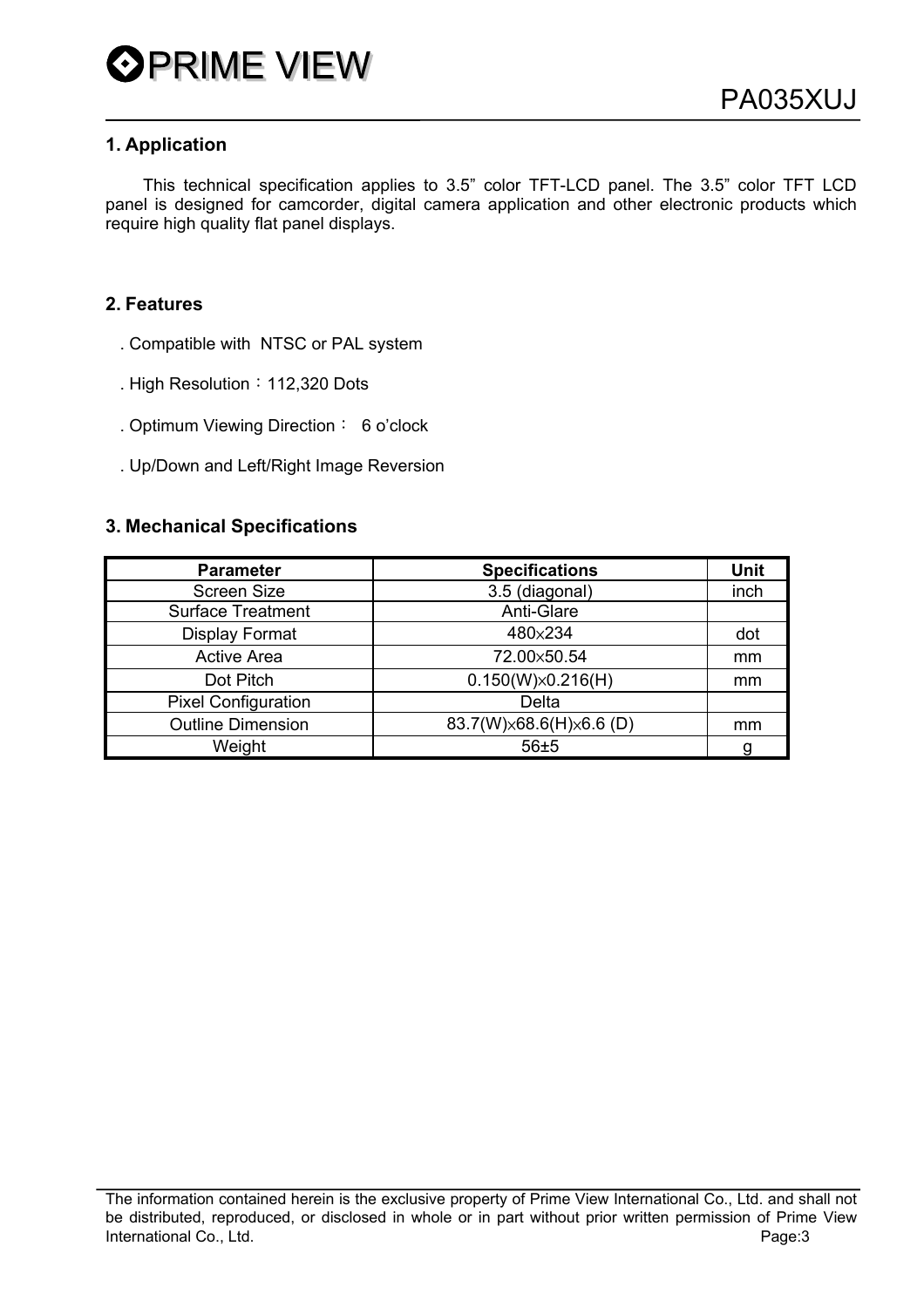## 1. Application

This technical specification applies to 3.5" color TFT-LCD panel. The 3.5" color TFT LCD panel is designed for camcorder, digital camera application and other electronic products which require high quality flat panel displays.

## 2. Features

. Compatible with NTSC or PAL system

. High Resolution：112,320 Dots

. Optimum Viewing Direction： 6 o'clock

. Up/Down and Left/Right Image Reversion

## 3. Mechanical Specifications

| Parameter | Specifications | Unit |
|---|---|---|
| Screen Size | 3.5 (diagonal) | inch |
| Surface Treatment | Anti-Glare | |
| Display Format | 480×234 | dot |
| Active Area | 72.00×50.54 | mm |
| Dot Pitch | 0.150(W)×0.216(H) | mm |
| Pixel Configuration | Delta | |
| Outline Dimension | 83.7(W)×68.6(H)×6.6 (D) | mm |
| Weight | 56±5 | g |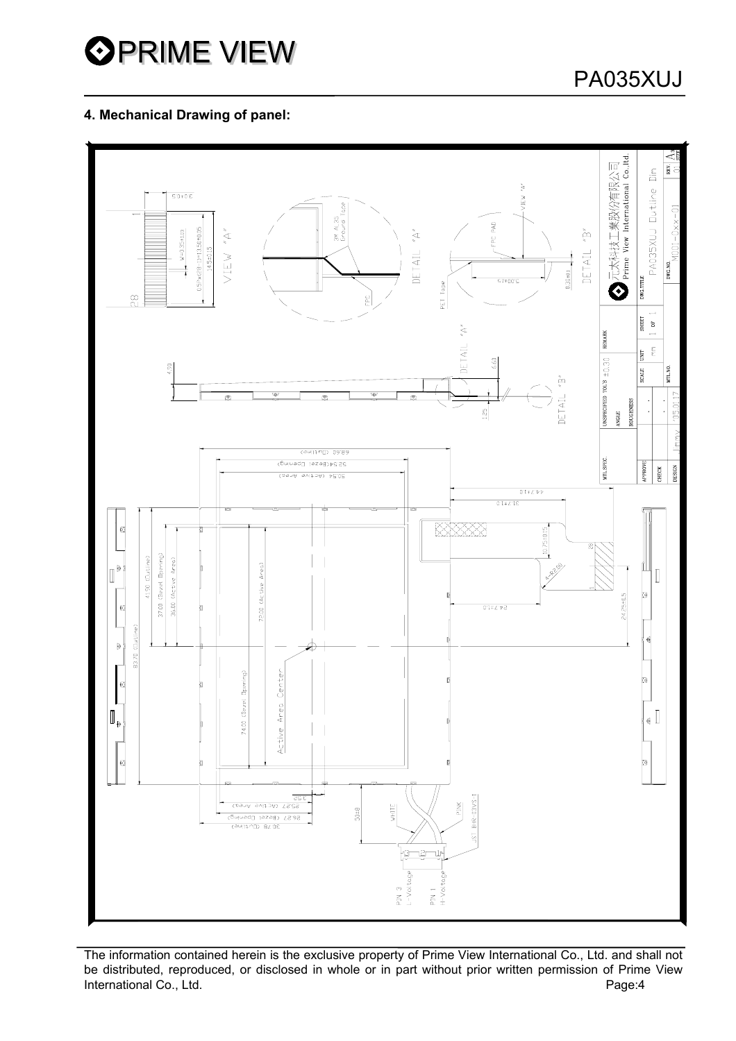## 4. Mechanical Drawing of panel: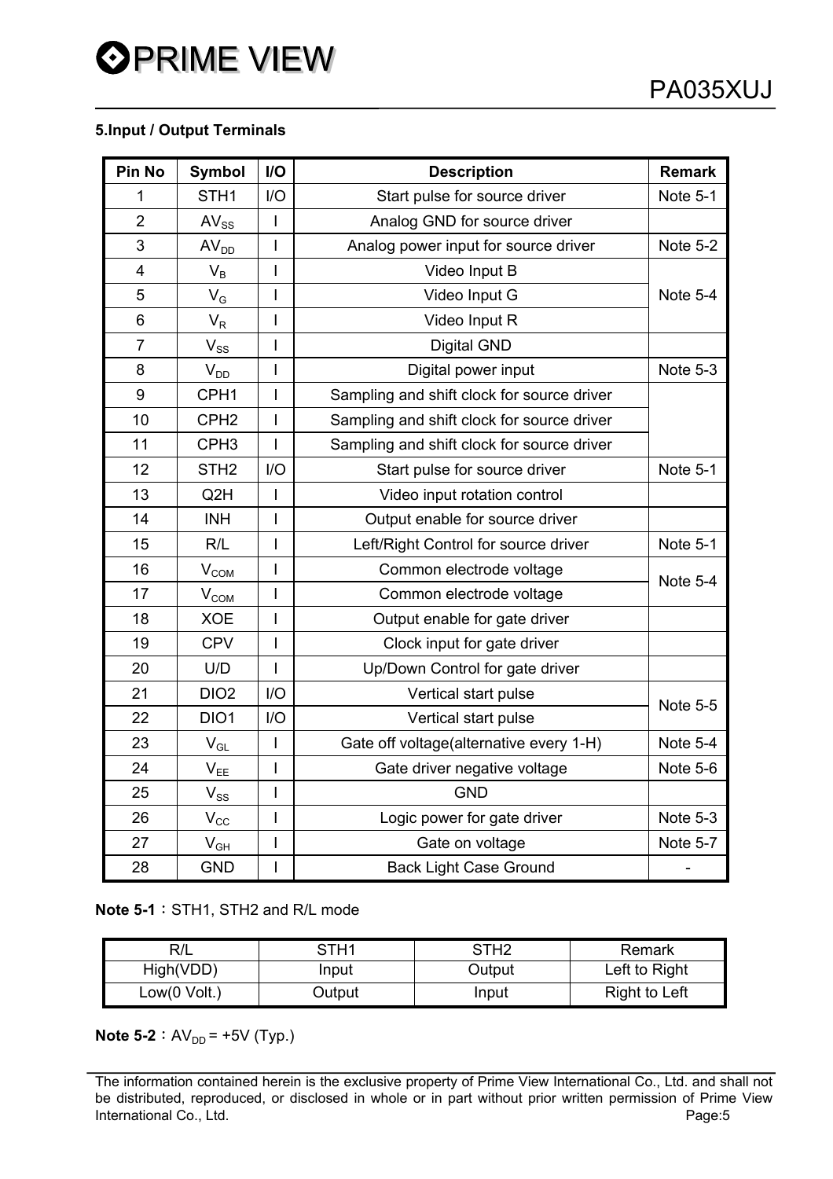### 5.Input / Output Terminals

| Pin No | Symbol | I/O | Description | Remark |
|---|---|---|---|---|
| 1 | STH1 | I/O | Start pulse for source driver | Note 5-1 |
| 2 | $AV_{SS}$ | I | Analog GND for source driver | |
| 3 | $AV_{DD}$ | I | Analog power input for source driver | Note 5-2 |
| 4 | $V_B$ | I | Video Input B | Note 5-4 |
| 5 | $V_G$ | I | Video Input G | |
| 6 | $V_R$ | I | Video Input R | |
| 7 | $V_{SS}$ | I | Digital GND | |
| 8 | $V_{DD}$ | I | Digital power input | Note 5-3 |
| 9 | CPH1 | I | Sampling and shift clock for source driver | |
| 10 | CPH2 | I | Sampling and shift clock for source driver | |
| 11 | CPH3 | I | Sampling and shift clock for source driver | |
| 12 | STH2 | I/O | Start pulse for source driver | Note 5-1 |
| 13 | Q2H | I | Video input rotation control | |
| 14 | INH | I | Output enable for source driver | |
| 15 | R/L | I | Left/Right Control for source driver | Note 5-1 |
| 16 | $V_{COM}$ | I | Common electrode voltage | Note 5-4 |
| 17 | $V_{COM}$ | I | Common electrode voltage | |
| 18 | XOE | I | Output enable for gate driver | |
| 19 | CPV | I | Clock input for gate driver | |
| 20 | U/D | I | Up/Down Control for gate driver | |
| 21 | DIO2 | I/O | Vertical start pulse | Note 5-5 |
| 22 | DIO1 | I/O | Vertical start pulse | |
| 23 | $V_{GL}$ | I | Gate off voltage(alternative every 1-H) | Note 5-4 |
| 24 | $V_{EE}$ | I | Gate driver negative voltage | Note 5-6 |
| 25 | $V_{SS}$ | I | GND | |
| 26 | $V_{CC}$ | I | Logic power for gate driver | Note 5-3 |
| 27 | $V_{GH}$ | I | Gate on voltage | Note 5-7 |
| 28 | GND | I | Back Light Case Ground | - |

**Note 5-1**：STH1, STH2 and R/L mode

| R/L | STH1 | STH2 | Remark |
|---|---|---|---|
| High(VDD) | Input | Output | Left to Right |
| Low(0 Volt.) | Output | Input | Right to Left |

**Note 5-2**：$AV_{DD}$ = +5V (Typ.)

The information contained herein is the exclusive property of Prime View International Co., Ltd. and shall not be distributed, reproduced, or disclosed in whole or in part without prior written permission of Prime View International Co., Ltd.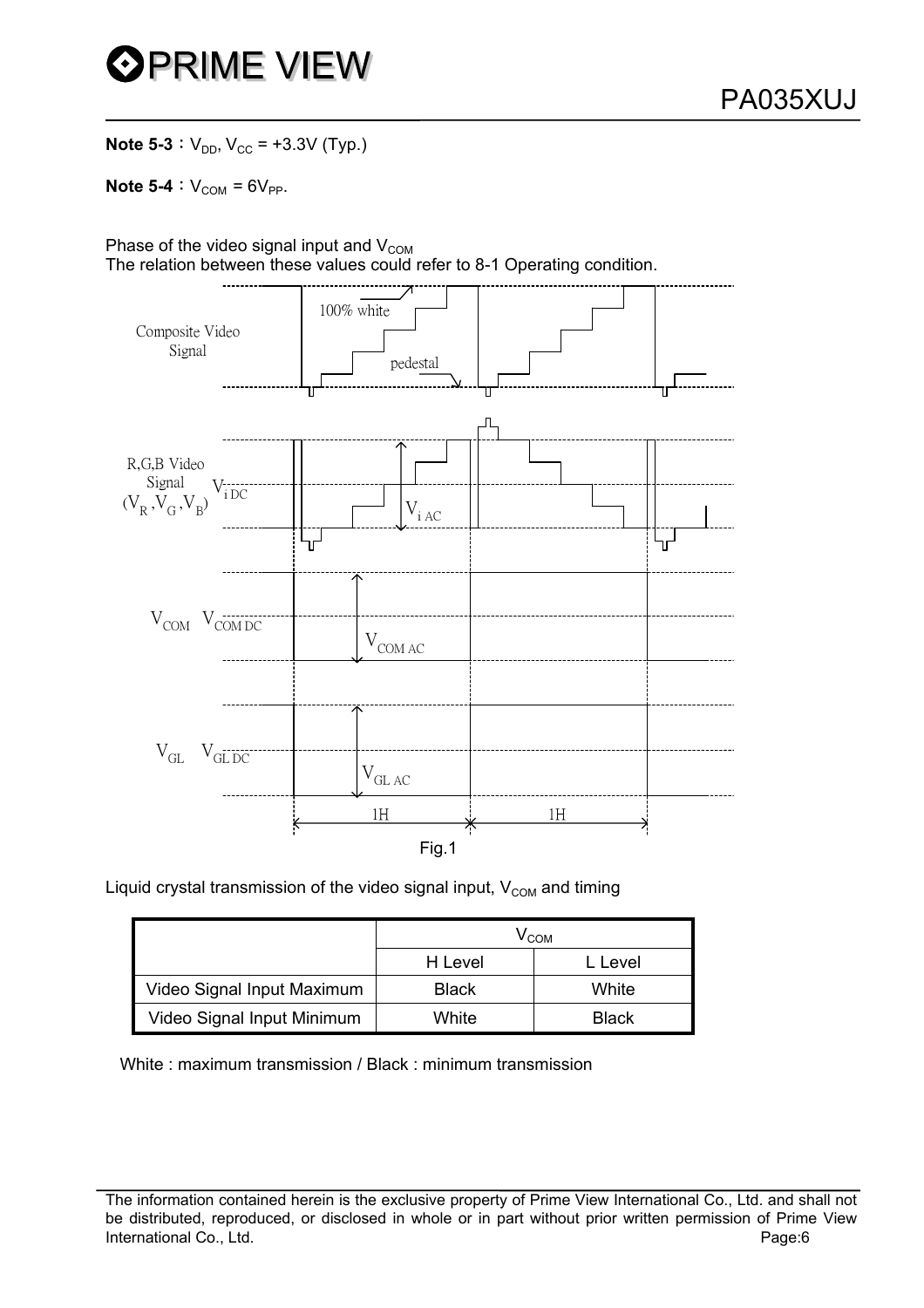**Note 5-3**：$V_{DD}$, $V_{CC}$ = +3.3V (Typ.)

**Note 5-4**：$V_{COM}$ = $6V_{PP}$.

Phase of the video signal input and $V_{COM}$
The relation between these values could refer to 8-1 Operating condition.

Fig.1

Liquid crystal transmission of the video signal input, $V_{COM}$ and timing

| | $V_{COM}$ | |
|---|---|---|
| | H Level | L Level |
| Video Signal Input Maximum | Black | White |
| Video Signal Input Minimum | White | Black |

White : maximum transmission / Black : minimum transmission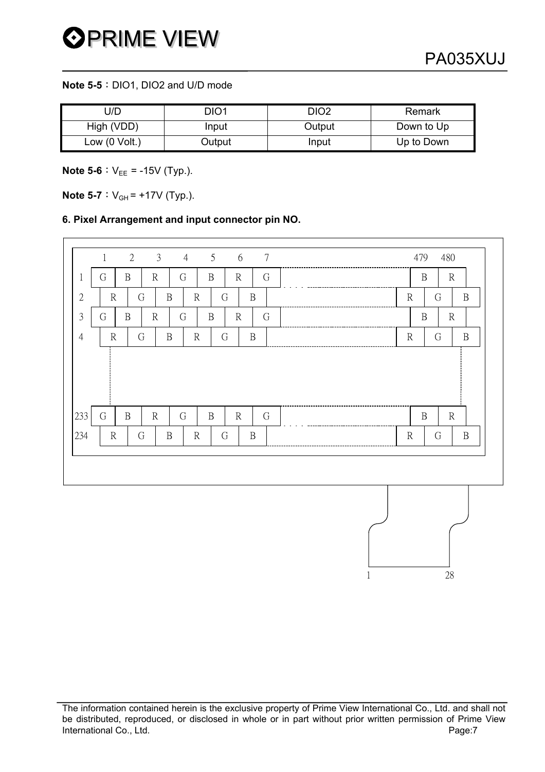**Note 5-5**：DIO1, DIO2 and U/D mode

| U/D | DIO1 | DIO2 | Remark |
|---|---|---|---|
| High (VDD) | Input | Output | Down to Up |
| Low (0 Volt.) | Output | Input | Up to Down |

**Note 5-6**：$V_{EE}$ = -15V (Typ.).

**Note 5-7**：$V_{GH}$ = +17V (Typ.).

### 6. Pixel Arrangement and input connector pin NO.

| | 1 | 2 | 3 | 4 | 5 | 6 | 7 | ... | 479 | 480 |
|---|---|---|---|---|---|---|---|---|---|---|
| 1 | G | B | R | G | B | R | G | ... | B | R |
| 2 | R | G | B | R | G | B | ... | R | G | B |
| 3 | G | B | R | G | B | R | G | ... | B | R |
| 4 | R | G | B | R | G | B | ... | R | G | B |
| ... | | | | | | | | | | |
| 233 | G | B | R | G | B | R | G | ... | B | R |
| 234 | R | G | B | R | G | B | ... | R | G | B |

Connector pins: 1 … 28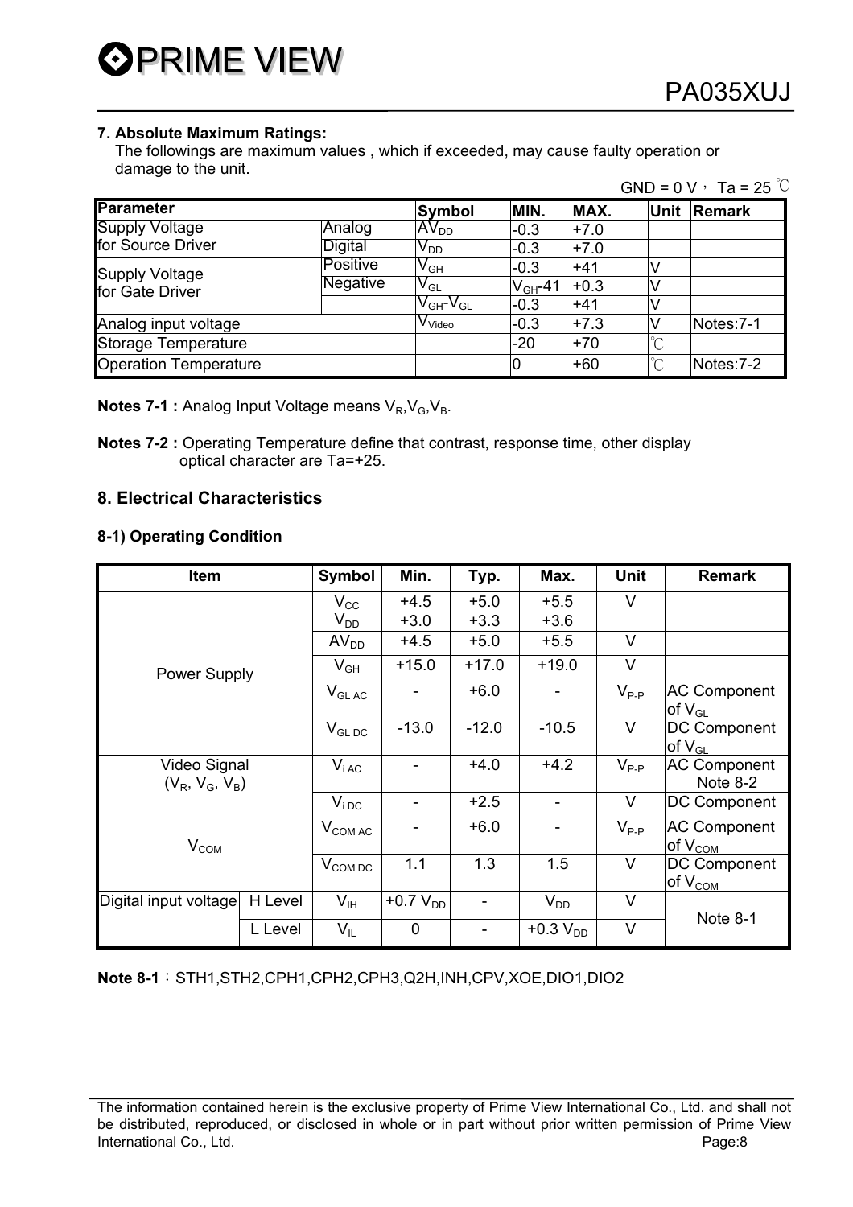## 7. Absolute Maximum Ratings:

The followings are maximum values , which if exceeded, may cause faulty operation or damage to the unit.

GND = 0 V， Ta = 25 ℃

| Parameter | | Symbol | MIN. | MAX. | Unit | Remark |
|---|---|---|---|---|---|---|
| Supply Voltage for Source Driver | Analog | $AV_{DD}$ | -0.3 | +7.0 | | |
| | Digital | $V_{DD}$ | -0.3 | +7.0 | | |
| Supply Voltage for Gate Driver | Positive | $V_{GH}$ | -0.3 | +41 | V | |
| | Negative | $V_{GL}$ | $V_{GH}$-41 | +0.3 | V | |
| | | $V_{GH}$-$V_{GL}$ | -0.3 | +41 | V | |
| Analog input voltage | | $V_{Video}$ | -0.3 | +7.3 | V | Notes:7-1 |
| Storage Temperature | | | -20 | +70 | ℃ | |
| Operation Temperature | | | 0 | +60 | ℃ | Notes:7-2 |

**Notes 7-1 :** Analog Input Voltage means $V_R$,$V_G$,$V_B$.

**Notes 7-2 :** Operating Temperature define that contrast, response time, other display optical character are Ta=+25.

## 8. Electrical Characteristics

### 8-1) Operating Condition

| Item | | Symbol | Min. | Typ. | Max. | Unit | Remark |
|---|---|---|---|---|---|---|---|
| Power Supply | | $V_{CC}$ | +4.5 | +5.0 | +5.5 | V | |
| | | $V_{DD}$ | +3.0 | +3.3 | +3.6 | | |
| | | $AV_{DD}$ | +4.5 | +5.0 | +5.5 | V | |
| | | $V_{GH}$ | +15.0 | +17.0 | +19.0 | V | |
| | | $V_{GL\ AC}$ | - | +6.0 | - | $V_{P-P}$ | AC Component of $V_{GL}$ |
| | | $V_{GL\ DC}$ | -13.0 | -12.0 | -10.5 | V | DC Component of $V_{GL}$ |
| Video Signal ($V_R$, $V_G$, $V_B$) | | $V_{i\ AC}$ | - | +4.0 | +4.2 | $V_{P-P}$ | AC Component Note 8-2 |
| | | $V_{i\ DC}$ | - | +2.5 | - | V | DC Component |
| $V_{COM}$ | | $V_{COM\ AC}$ | - | +6.0 | - | $V_{P-P}$ | AC Component of $V_{COM}$ |
| | | $V_{COM\ DC}$ | 1.1 | 1.3 | 1.5 | V | DC Component of $V_{COM}$ |
| Digital input voltage | H Level | $V_{IH}$ | +0.7 $V_{DD}$ | - | $V_{DD}$ | V | Note 8-1 |
| | L Level | $V_{IL}$ | 0 | - | +0.3 $V_{DD}$ | V | |

**Note 8-1**：STH1,STH2,CPH1,CPH2,CPH3,Q2H,INH,CPV,XOE,DIO1,DIO2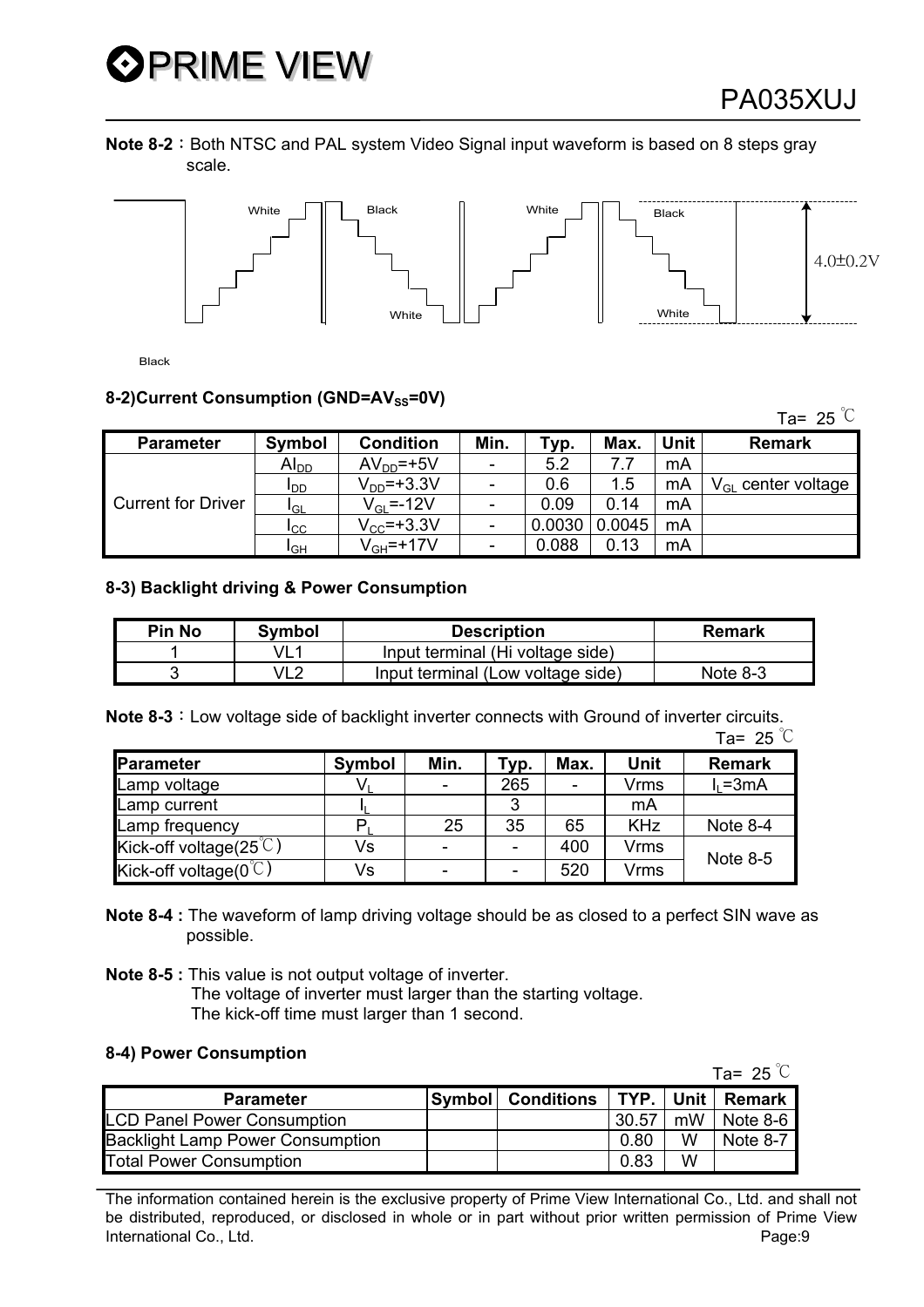**Note 8-2**：Both NTSC and PAL system Video Signal input waveform is based on 8 steps gray scale.

White Black White Black White White 4.0±0.2V Black

### 8-2)Current Consumption (GND=$AV_{SS}$=0V)

Ta= 25 ℃

| Parameter | Symbol | Condition | Min. | Typ. | Max. | Unit | Remark |
|---|---|---|---|---|---|---|---|
| Current for Driver | $AI_{DD}$ | $AV_{DD}$=+5V | - | 5.2 | 7.7 | mA | |
| | $I_{DD}$ | $V_{DD}$=+3.3V | - | 0.6 | 1.5 | mA | $V_{GL}$ center voltage |
| | $I_{GL}$ | $V_{GL}$=-12V | - | 0.09 | 0.14 | mA | |
| | $I_{CC}$ | $V_{CC}$=+3.3V | - | 0.0030 | 0.0045 | mA | |
| | $I_{GH}$ | $V_{GH}$=+17V | - | 0.088 | 0.13 | mA | |

### 8-3) Backlight driving & Power Consumption

| Pin No | Symbol | Description | Remark |
|---|---|---|---|
| 1 | VL1 | Input terminal (Hi voltage side) | |
| 3 | VL2 | Input terminal (Low voltage side) | Note 8-3 |

**Note 8-3**：Low voltage side of backlight inverter connects with Ground of inverter circuits.

Ta= 25 ℃

| Parameter | Symbol | Min. | Typ. | Max. | Unit | Remark |
|---|---|---|---|---|---|---|
| Lamp voltage | $V_L$ | - | 265 | - | Vrms | $I_L$=3mA |
| Lamp current | $I_L$ | | 3 | | mA | |
| Lamp frequency | $P_L$ | 25 | 35 | 65 | KHz | Note 8-4 |
| Kick-off voltage(25℃) | Vs | - | - | 400 | Vrms | Note 8-5 |
| Kick-off voltage(0℃) | Vs | - | - | 520 | Vrms | |

**Note 8-4 :** The waveform of lamp driving voltage should be as closed to a perfect SIN wave as possible.

**Note 8-5 :** This value is not output voltage of inverter.
The voltage of inverter must larger than the starting voltage.
The kick-off time must larger than 1 second.

### 8-4) Power Consumption

Ta= 25 ℃

| Parameter | Symbol | Conditions | TYP. | Unit | Remark |
|---|---|---|---|---|---|
| LCD Panel Power Consumption | | | 30.57 | mW | Note 8-6 |
| Backlight Lamp Power Consumption | | | 0.80 | W | Note 8-7 |
| Total Power Consumption | | | 0.83 | W | |

The information contained herein is the exclusive property of Prime View International Co., Ltd. and shall not be distributed, reproduced, or disclosed in whole or in part without prior written permission of Prime View International Co., Ltd.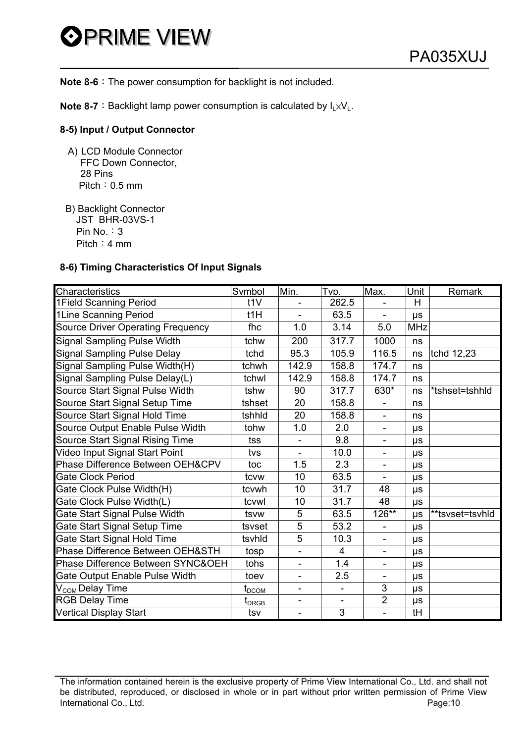**Note 8-6**：The power consumption for backlight is not included.

**Note 8-7**：Backlight lamp power consumption is calculated by $I_L \times V_L$.

### 8-5) Input / Output Connector

A) LCD Module Connector
FFC Down Connector,
28 Pins
Pitch：0.5 mm

B) Backlight Connector
JST BHR-03VS-1
Pin No.：3
Pitch：4 mm

### 8-6) Timing Characteristics Of Input Signals

| Characteristics | Symbol | Min. | Typ. | Max. | Unit | Remark |
|---|---|---|---|---|---|---|
| 1Field Scanning Period | t1V | - | 262.5 | - | H | |
| 1Line Scanning Period | t1H | - | 63.5 | - | μs | |
| Source Driver Operating Frequency | fhc | 1.0 | 3.14 | 5.0 | MHz | |
| Signal Sampling Pulse Width | tchw | 200 | 317.7 | 1000 | ns | |
| Signal Sampling Pulse Delay | tchd | 95.3 | 105.9 | 116.5 | ns | tchd 12,23 |
| Signal Sampling Pulse Width(H) | tchwh | 142.9 | 158.8 | 174.7 | ns | |
| Signal Sampling Pulse Delay(L) | tchwl | 142.9 | 158.8 | 174.7 | ns | |
| Source Start Signal Pulse Width | tshw | 90 | 317.7 | 630* | ns | *tshset=tshhld |
| Source Start Signal Setup Time | tshset | 20 | 158.8 | - | ns | |
| Source Start Signal Hold Time | tshhld | 20 | 158.8 | - | ns | |
| Source Output Enable Pulse Width | tohw | 1.0 | 2.0 | - | μs | |
| Source Start Signal Rising Time | tss | - | 9.8 | - | μs | |
| Video Input Signal Start Point | tvs | - | 10.0 | - | μs | |
| Phase Difference Between OEH&CPV | toc | 1.5 | 2.3 | - | μs | |
| Gate Clock Period | tcvw | 10 | 63.5 | - | μs | |
| Gate Clock Pulse Width(H) | tcvwh | 10 | 31.7 | 48 | μs | |
| Gate Clock Pulse Width(L) | tcvwl | 10 | 31.7 | 48 | μs | |
| Gate Start Signal Pulse Width | tsvw | 5 | 63.5 | 126** | μs | **tsvset=tsvhld |
| Gate Start Signal Setup Time | tsvset | 5 | 53.2 | - | μs | |
| Gate Start Signal Hold Time | tsvhld | 5 | 10.3 | - | μs | |
| Phase Difference Between OEH&STH | tosp | - | 4 | - | μs | |
| Phase Difference Between SYNC&OEH | tohs | - | 1.4 | - | μs | |
| Gate Output Enable Pulse Width | toev | - | 2.5 | - | μs | |
| $V_{COM}$ Delay Time | $t_{DCOM}$ | - | - | 3 | μs | |
| RGB Delay Time | $t_{DRGB}$ | - | - | 2 | μs | |
| Vertical Display Start | tsv | - | 3 | - | tH | |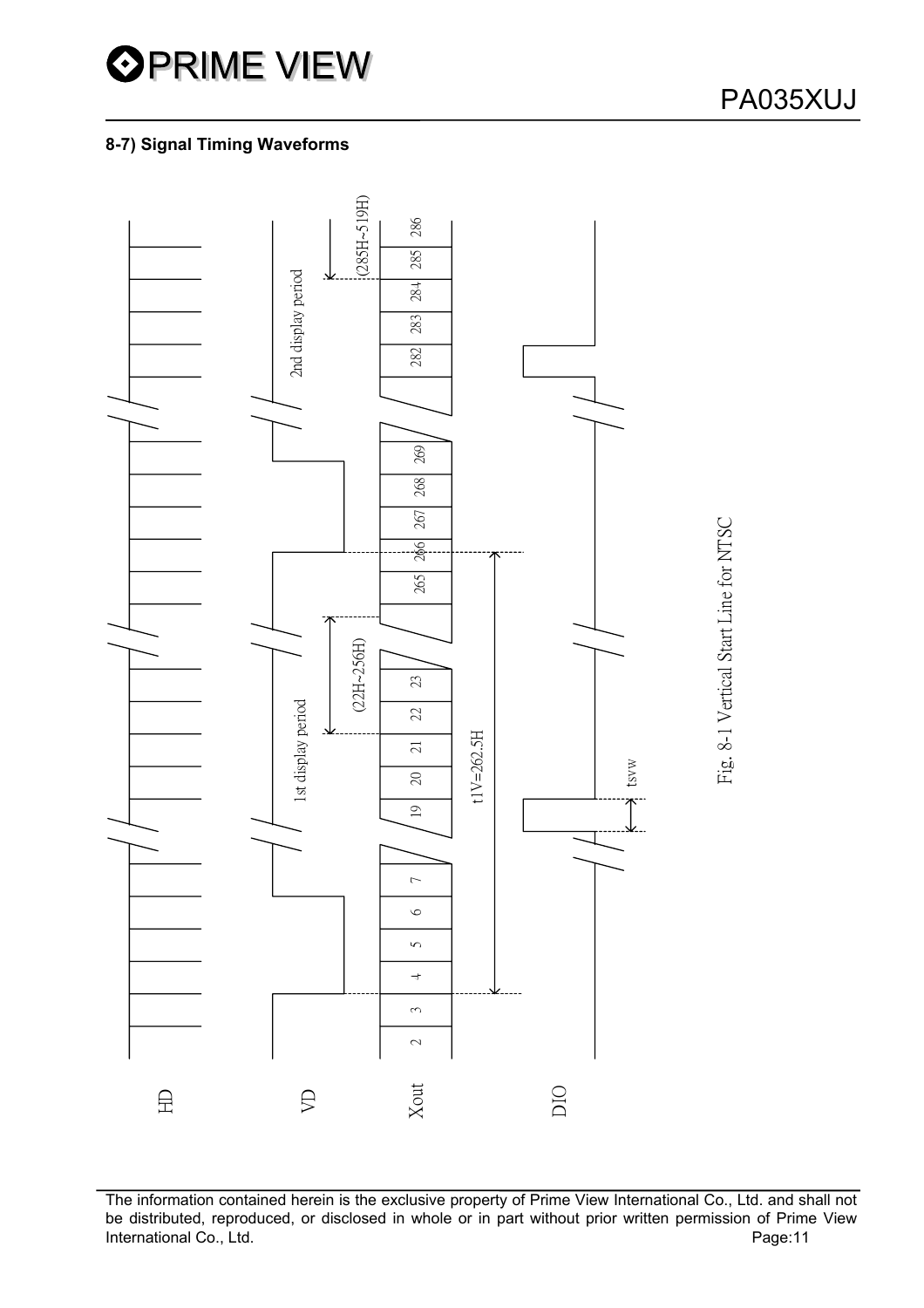#### 8-7) Signal Timing Waveforms

HD

VD

Xout

DIO

1st display period

2nd display period

(22H~256H)

(285H~519H)

t1V=262.5H

tsvw

2 3 4 5 6 7 19 20 21 22 23 265 266 267 268 269 282 283 284 285 286

Fig. 8-1 Vertical Start Line for NTSC

The information contained herein is the exclusive property of Prime View International Co., Ltd. and shall not be distributed, reproduced, or disclosed in whole or in part without prior written permission of Prime View International Co., Ltd.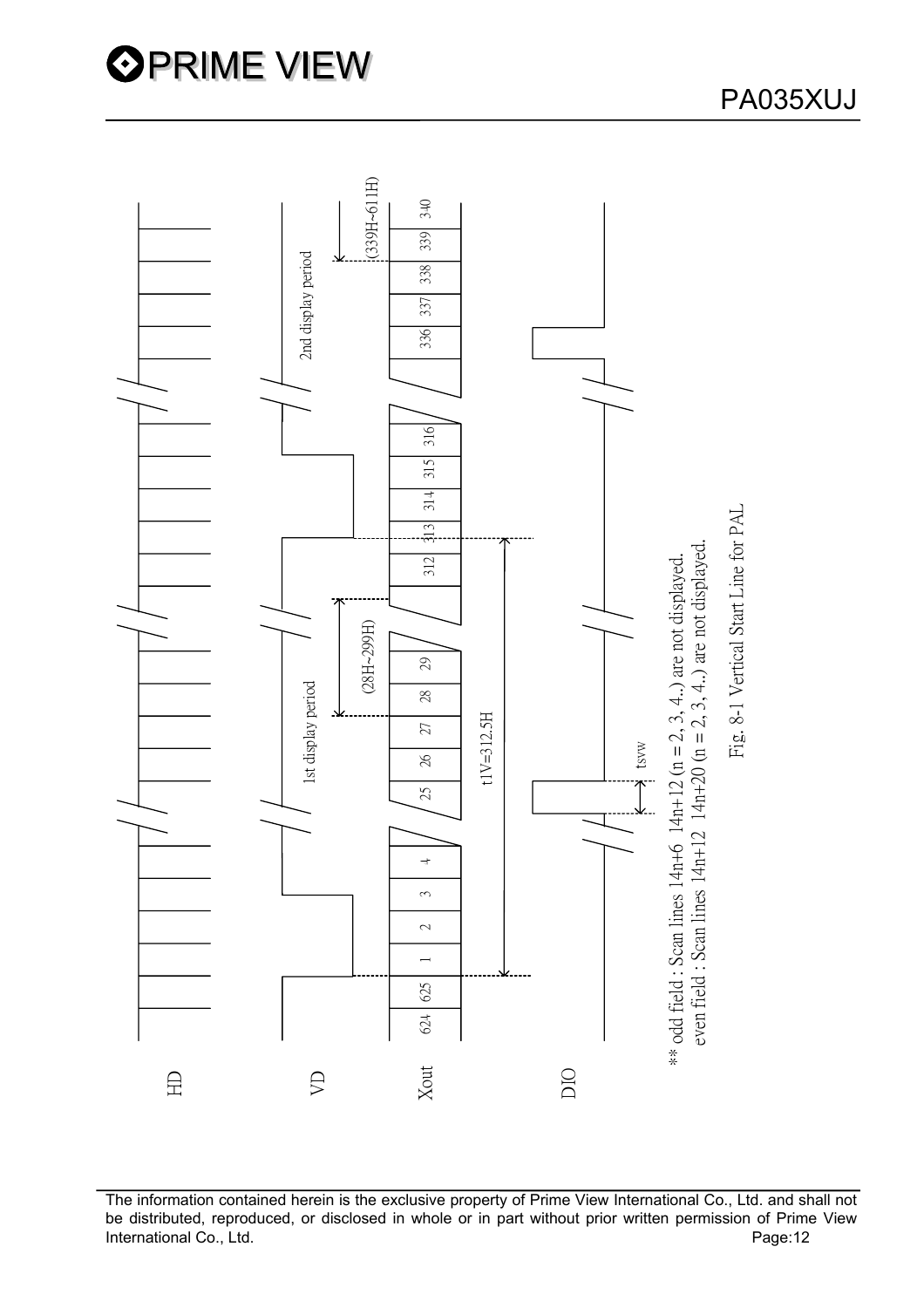HD

VD

Xout

DIO

1st display period

2nd display period

(28H~299H)

(339H~611H)

624 625 1 2 3 4 25 26 27 28 29 312 313 314 315 316 336 337 338 339 340

t1V=312.5H

tsvw

** odd field : Scan lines 14n+6 14n+12 (n = 2, 3, 4..) are not displayed.
even field : Scan lines 14n+12 14n+20 (n = 2, 3, 4..) are not displayed.

Fig. 8-1 Vertical Start Line for PAL

The information contained herein is the exclusive property of Prime View International Co., Ltd. and shall not be distributed, reproduced, or disclosed in whole or in part without prior written permission of Prime View International Co., Ltd.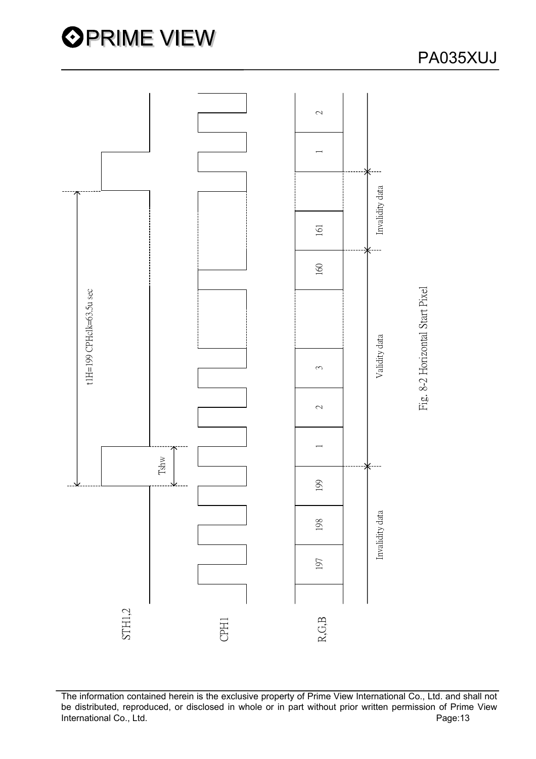STH1,2

CPH1

R,G,B

t1H=199 CPHclk=63.5u sec

Tshw

| 197 | 198 | 199 | 1 | 2 | 3 | | 160 | 161 | | 1 | 2 |
|---|---|---|---|---|---|---|---|---|---|---|---|

Invalidity data

Validity data

Invalidity data

Fig. 8-2 Horizontal Start Pixel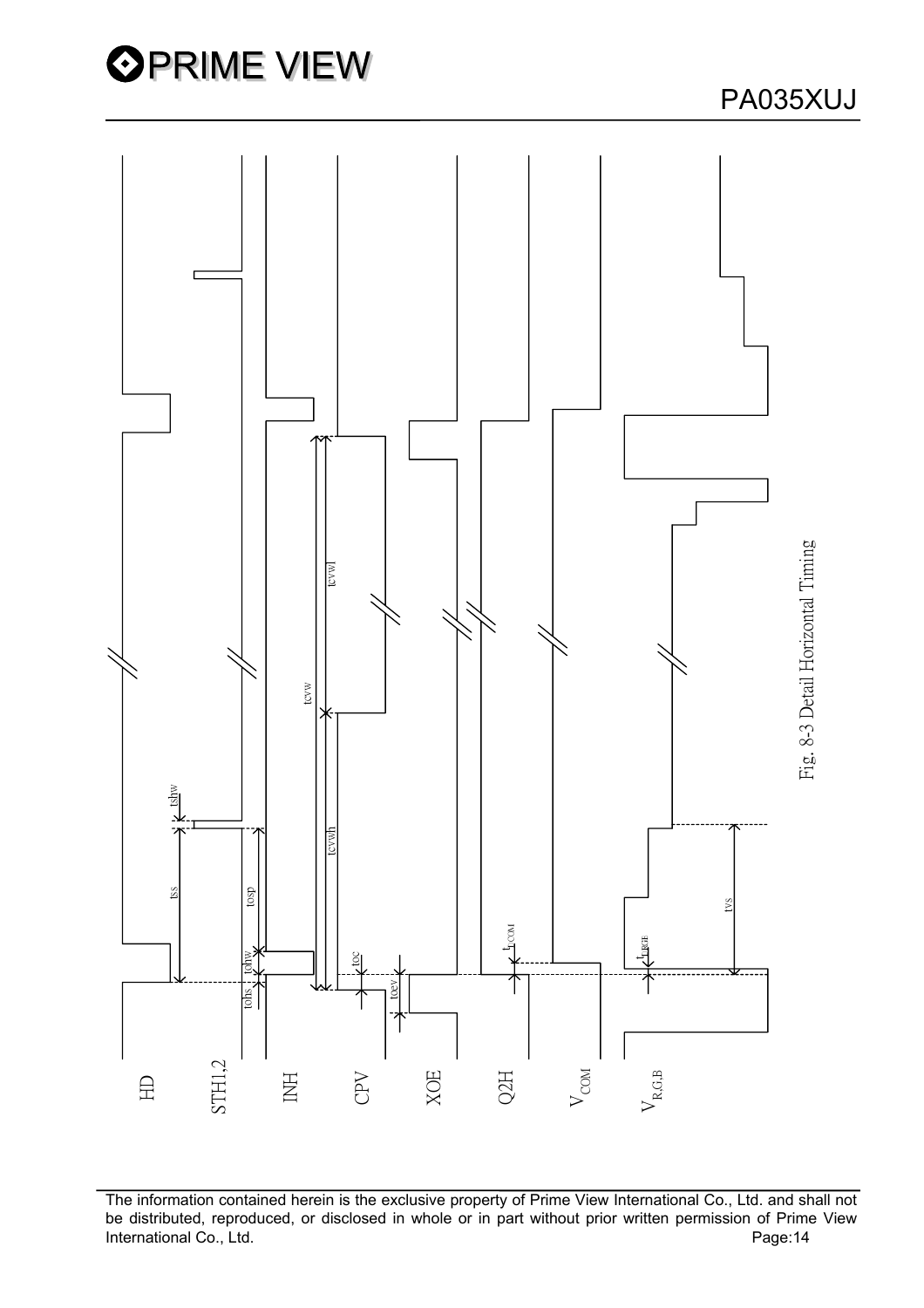Fig. 8-3 Detail Horizontal Timing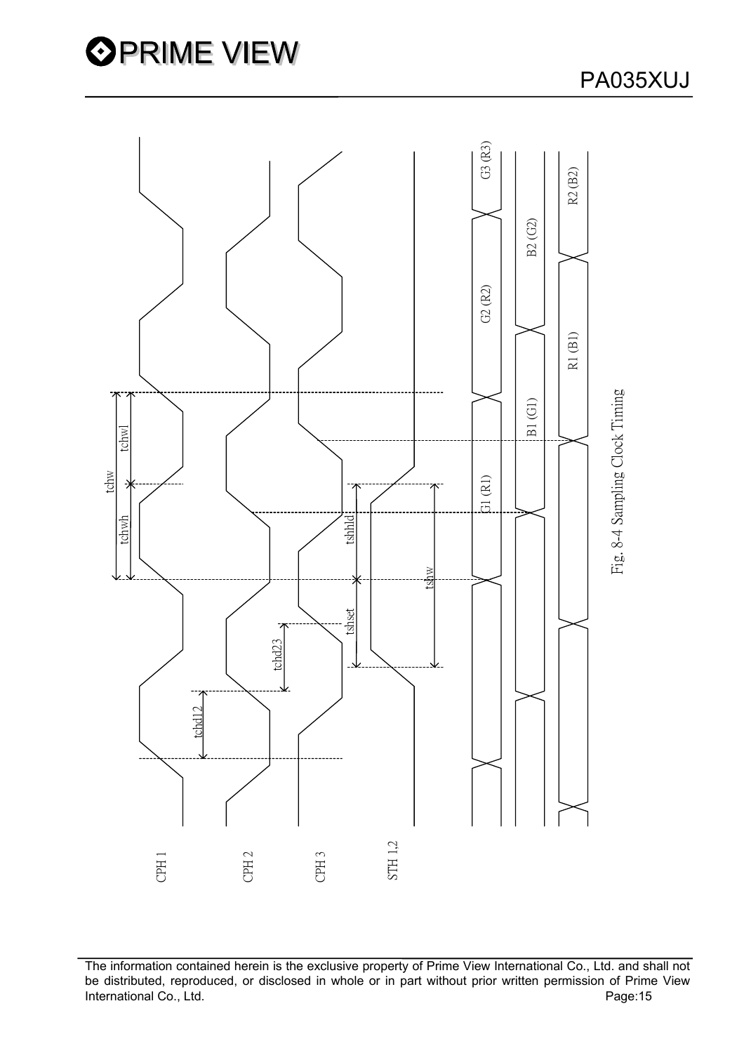CPH 1

CPH 2

CPH 3

STH 1,2

tchw

tchwh

tchwl

tchd12

tchd23

tshset

tshhld

tshw

G1 (R1)

G2 (R2)

G3 (R3)

B1 (G1)

B2 (G2)

R1 (B1)

R2 (B2)

Fig. 8-4 Sampling Clock Timing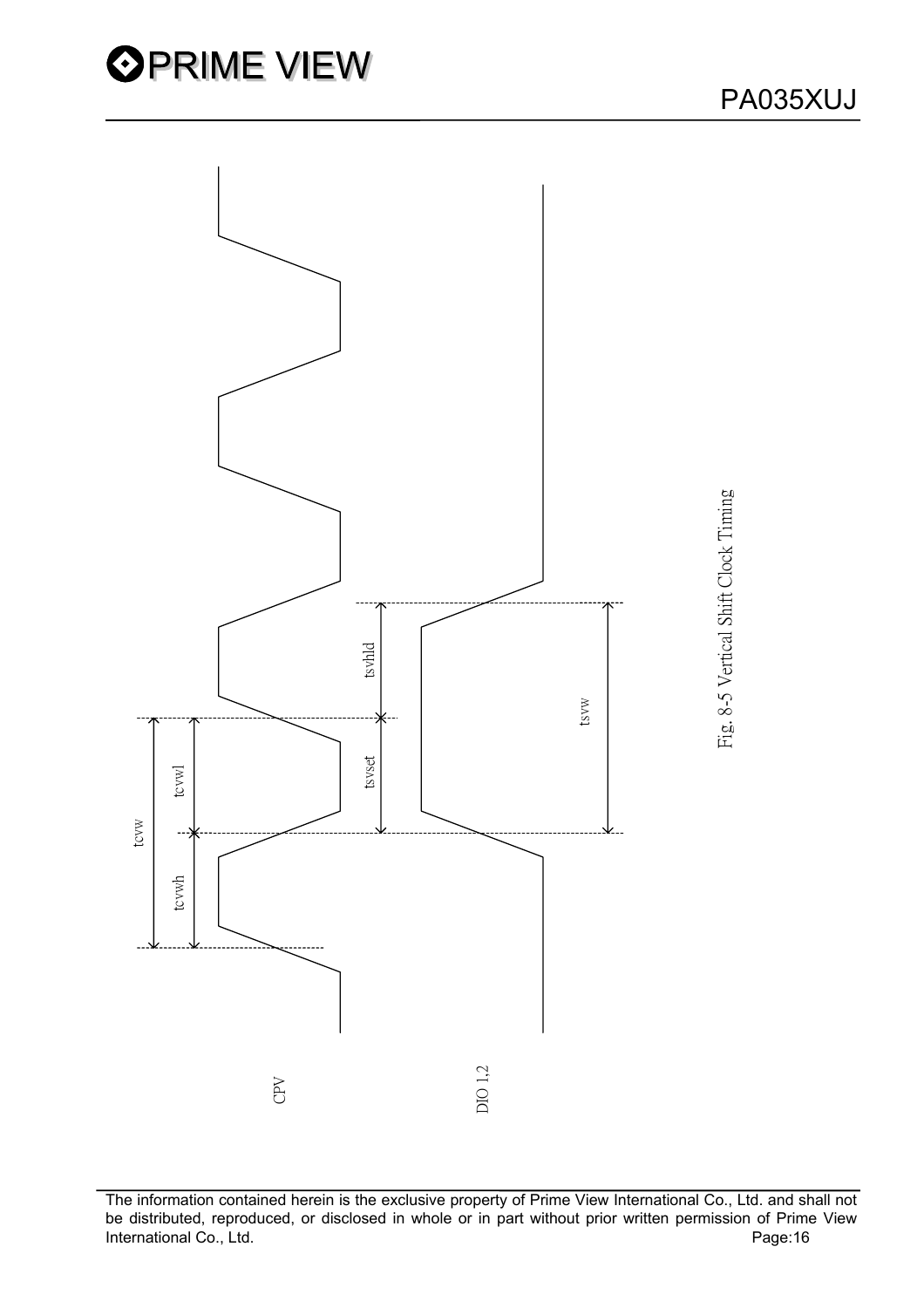CPV

DIO 1,2

tcvw

tcvwh

tcvwl

tsvset

tsvhld

tsvw

Fig. 8-5 Vertical Shift Clock Timing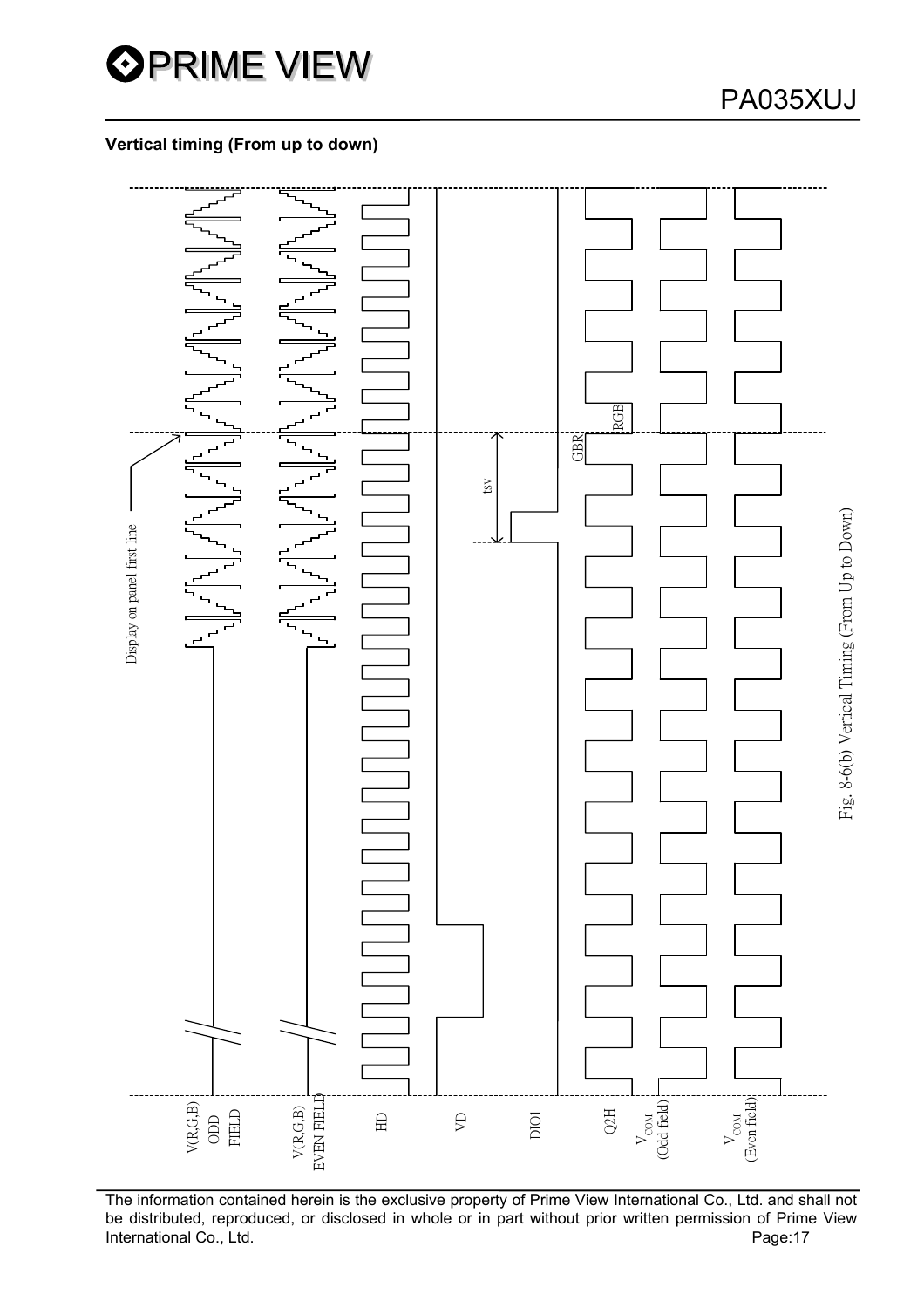**Vertical timing (From up to down)**

Display on panel first line

tsv

GBR

RGB

V(R,G,B) ODD FIELD

V(R,G,B) EVEN FIELD

HD

VD

DIO1

Q2H

$V_{COM}$ (Odd field)

$V_{COM}$ (Even field)

Fig. 8-6(b) Vertical Timing (From Up to Down)

The information contained herein is the exclusive property of Prime View International Co., Ltd. and shall not be distributed, reproduced, or disclosed in whole or in part without prior written permission of Prime View International Co., Ltd.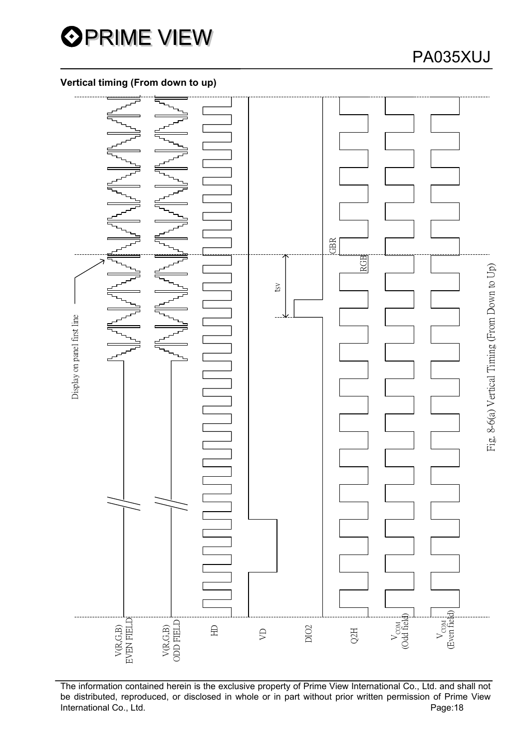### Vertical timing (From down to up)

Display on panel first line

tsv

GBR

RGB

V(R,G,B) EVEN FIELD

V(R,G,B) ODD FIELD

HD

VD

DIO2

Q2H

$V_{COM}$ (Odd field)

$V_{COM}$ (Even field)

Fig. 8-6(a) Vertical Timing (From Down to Up)

The information contained herein is the exclusive property of Prime View International Co., Ltd. and shall not be distributed, reproduced, or disclosed in whole or in part without prior written permission of Prime View International Co., Ltd.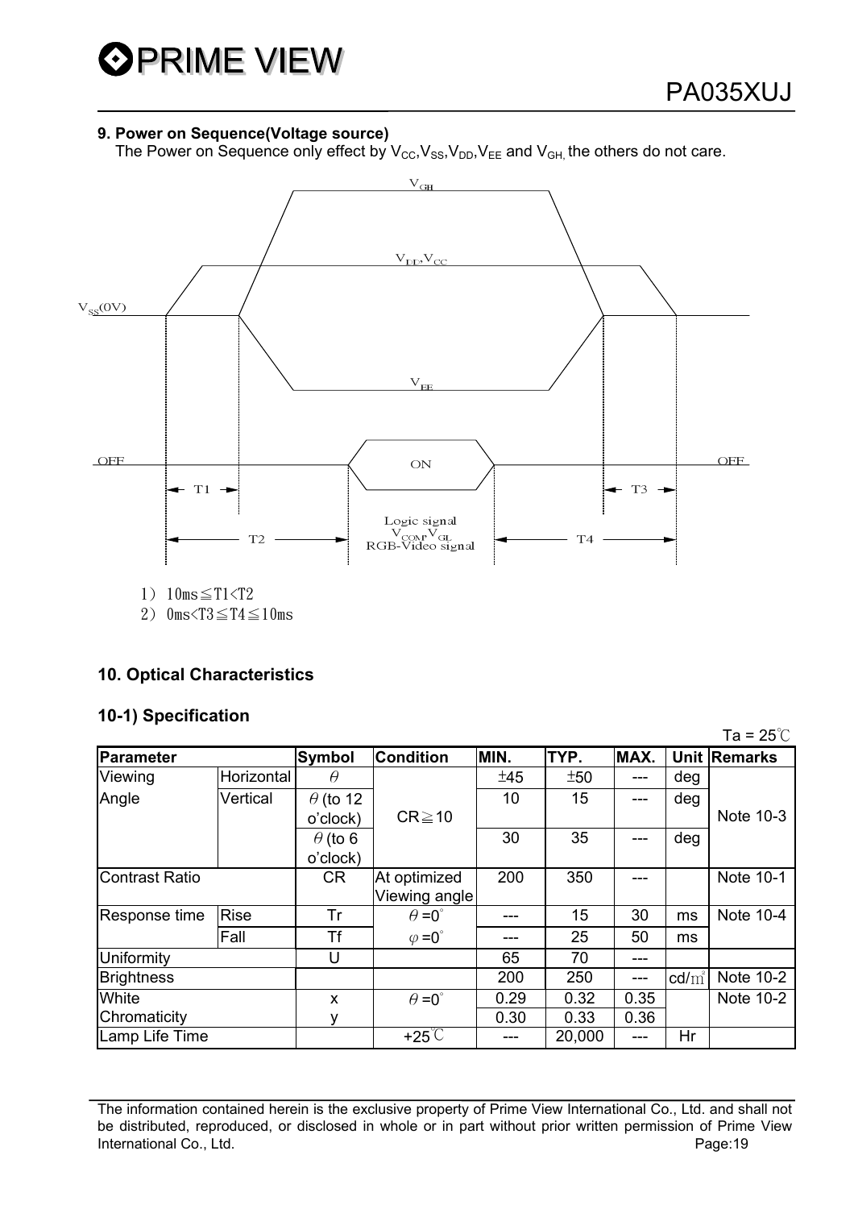### 9. Power on Sequence(Voltage source)

The Power on Sequence only effect by $V_{CC}$,$V_{SS}$,$V_{DD}$,$V_{EE}$ and $V_{GH}$, the others do not care.

1） 10ms≦T1<T2
2） 0ms<T3≦T4≦10ms

## 10. Optical Characteristics

### 10-1) Specification

Ta = 25℃

| Parameter | | Symbol | Condition | MIN. | TYP. | MAX. | Unit | Remarks |
|---|---|---|---|---|---|---|---|---|
| Viewing Angle | Horizontal | $\theta$ | CR≧10 | ±45 | ±50 | --- | deg | Note 10-3 |
| | Vertical | $\theta$ (to 12 o'clock) | | 10 | 15 | --- | deg | |
| | | $\theta$ (to 6 o'clock) | | 30 | 35 | --- | deg | |
| Contrast Ratio | | CR | At optimized Viewing angle | 200 | 350 | --- | | Note 10-1 |
| Response time | Rise | Tr | $\theta=0^{\circ}$ | --- | 15 | 30 | ms | Note 10-4 |
| | Fall | Tf | $\varphi=0^{\circ}$ | --- | 25 | 50 | ms | |
| Uniformity | | U | | 65 | 70 | --- | | |
| Brightness | | | | 200 | 250 | --- | cd/㎡ | Note 10-2 |
| White Chromaticity | | x | $\theta=0^{\circ}$ | 0.29 | 0.32 | 0.35 | | Note 10-2 |
| | | y | | 0.30 | 0.33 | 0.36 | | |
| Lamp Life Time | | | +25℃ | --- | 20,000 | --- | Hr | |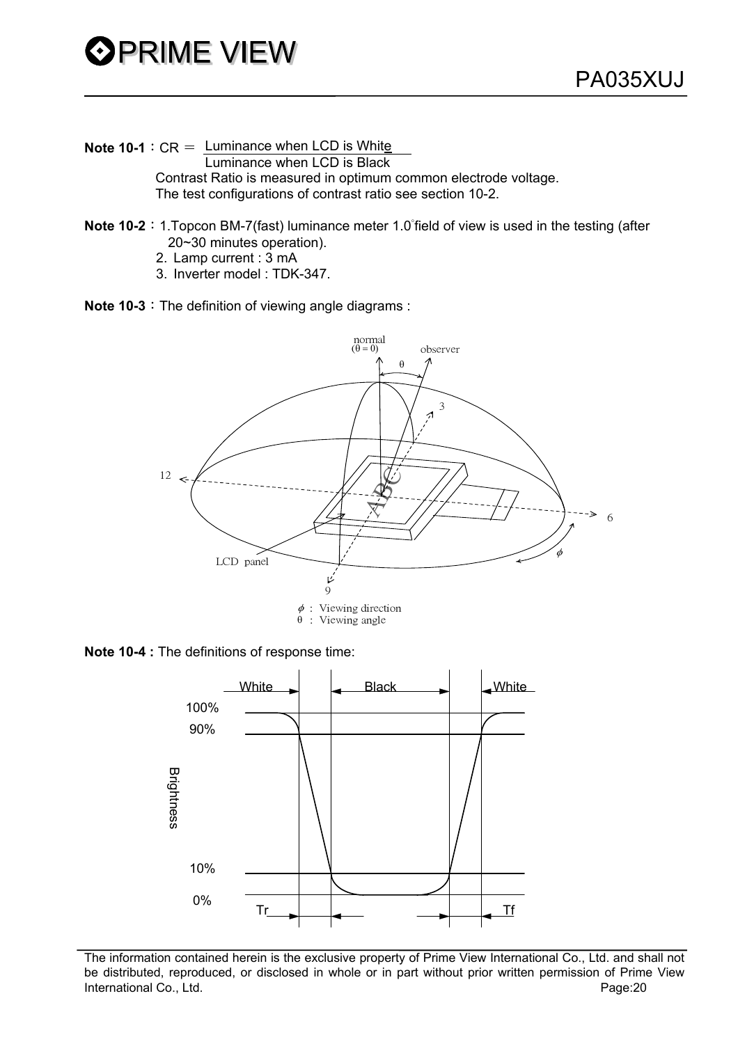**Note 10-1**：$CR = \frac{\text{Luminance when LCD is White}}{\text{Luminance when LCD is Black}}$

Contrast Ratio is measured in optimum common electrode voltage.
The test configurations of contrast ratio see section 10-2.

**Note 10-2**：1.Topcon BM-7(fast) luminance meter 1.0° field of view is used in the testing (after 20~30 minutes operation).
2. Lamp current : 3 mA
3. Inverter model : TDK-347.

**Note 10-3**：The definition of viewing angle diagrams :

$\phi$ : Viewing direction
$\theta$ : Viewing angle

**Note 10-4 :** The definitions of response time: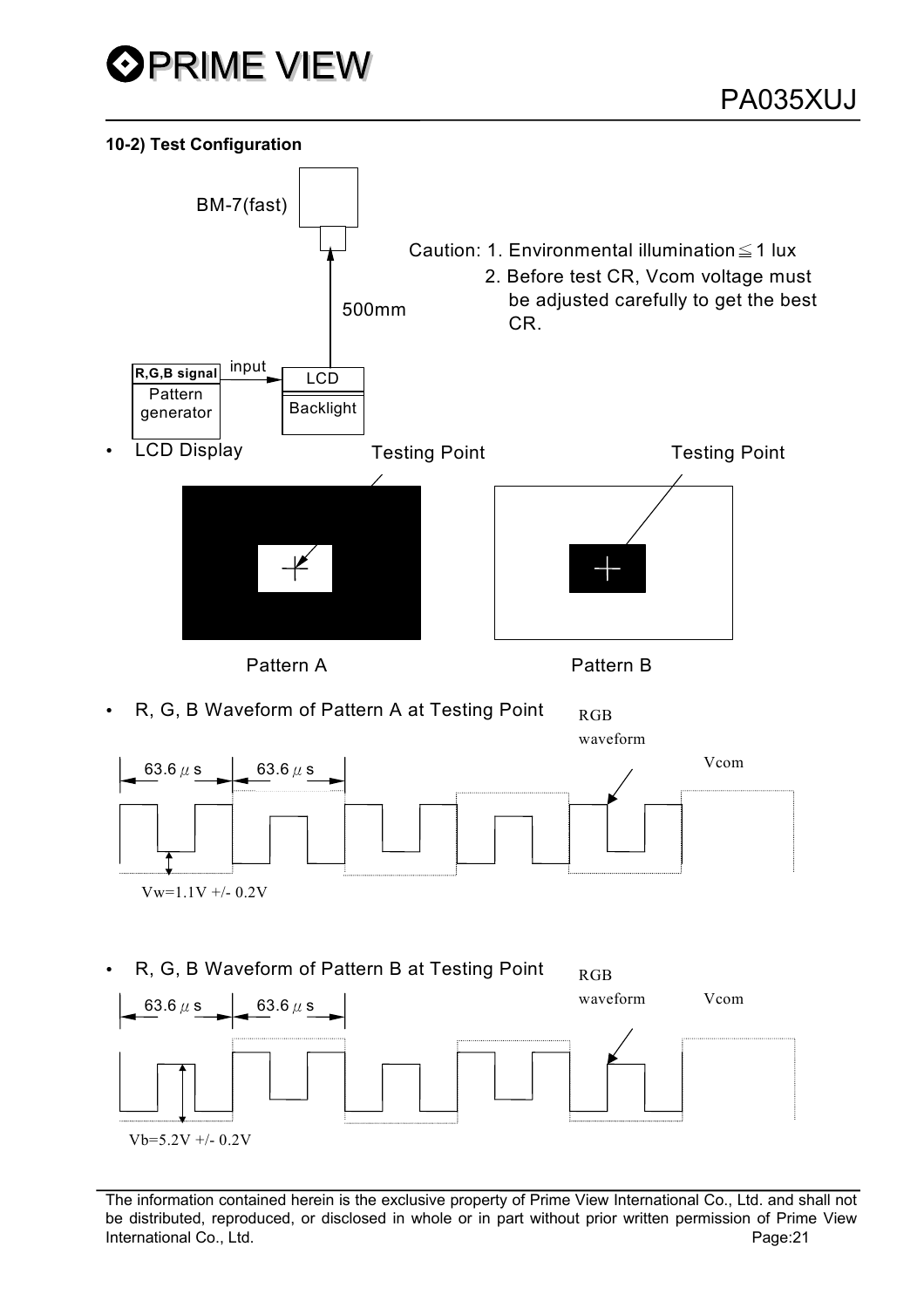#### 10-2) Test Configuration

BM-7(fast)

500mm

Caution: 1. Environmental illumination ≦ 1 lux
2. Before test CR, Vcom voltage must be adjusted carefully to get the best CR.

R,G,B signal — Pattern generator — input → LCD / Backlight

- LCD Display

Testing Point    Testing Point

Pattern A    Pattern B

- R, G, B Waveform of Pattern A at Testing Point

63.6 μs    63.6 μs    RGB waveform    Vcom

Vw=1.1V +/- 0.2V

- R, G, B Waveform of Pattern B at Testing Point

63.6 μs    63.6 μs    RGB waveform    Vcom

Vb=5.2V +/- 0.2V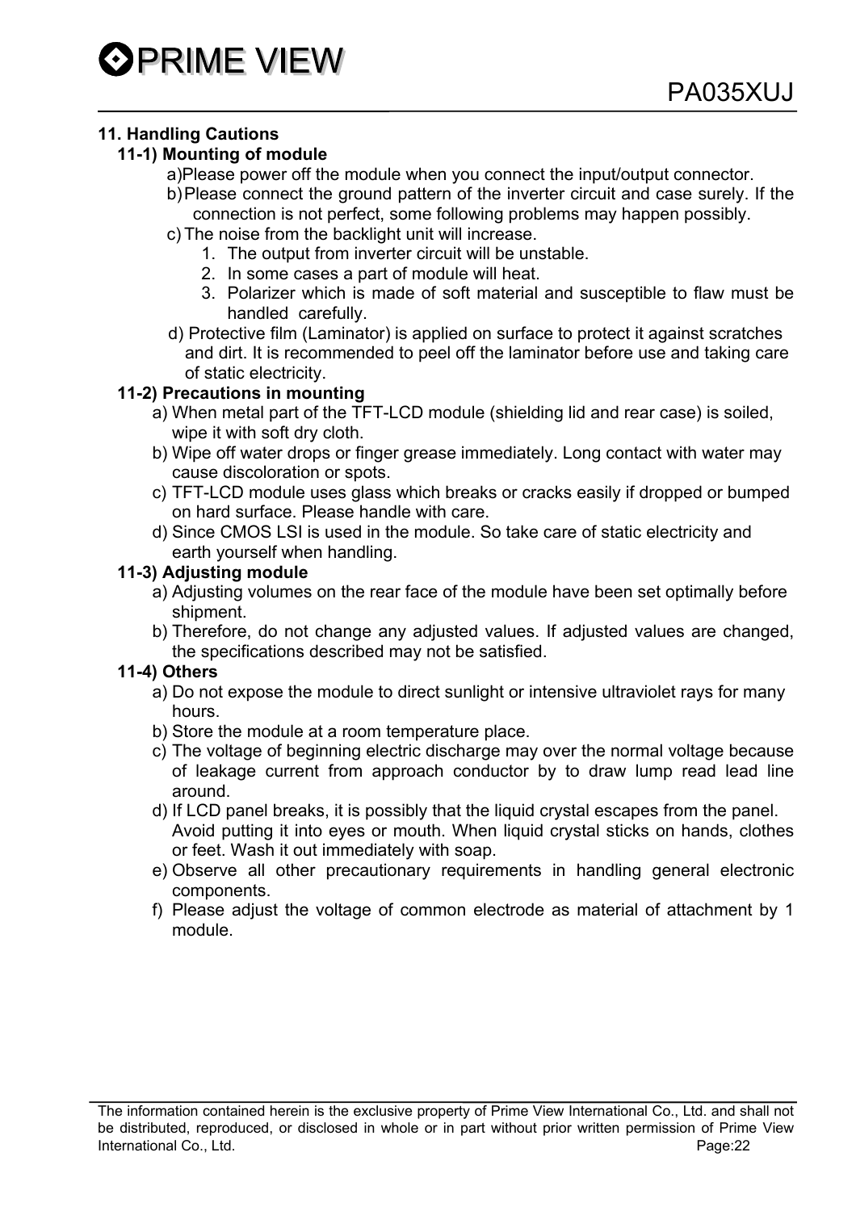## 11. Handling Cautions

### 11-1) Mounting of module

a) Please power off the module when you connect the input/output connector.

b) Please connect the ground pattern of the inverter circuit and case surely. If the connection is not perfect, some following problems may happen possibly.

c) The noise from the backlight unit will increase.

1. The output from inverter circuit will be unstable.
2. In some cases a part of module will heat.
3. Polarizer which is made of soft material and susceptible to flaw must be handled carefully.

d) Protective film (Laminator) is applied on surface to protect it against scratches and dirt. It is recommended to peel off the laminator before use and taking care of static electricity.

### 11-2) Precautions in mounting

a) When metal part of the TFT-LCD module (shielding lid and rear case) is soiled, wipe it with soft dry cloth.

b) Wipe off water drops or finger grease immediately. Long contact with water may cause discoloration or spots.

c) TFT-LCD module uses glass which breaks or cracks easily if dropped or bumped on hard surface. Please handle with care.

d) Since CMOS LSI is used in the module. So take care of static electricity and earth yourself when handling.

### 11-3) Adjusting module

a) Adjusting volumes on the rear face of the module have been set optimally before shipment.

b) Therefore, do not change any adjusted values. If adjusted values are changed, the specifications described may not be satisfied.

### 11-4) Others

a) Do not expose the module to direct sunlight or intensive ultraviolet rays for many hours.

b) Store the module at a room temperature place.

c) The voltage of beginning electric discharge may over the normal voltage because of leakage current from approach conductor by to draw lump read lead line around.

d) If LCD panel breaks, it is possibly that the liquid crystal escapes from the panel. Avoid putting it into eyes or mouth. When liquid crystal sticks on hands, clothes or feet. Wash it out immediately with soap.

e) Observe all other precautionary requirements in handling general electronic components.

f) Please adjust the voltage of common electrode as material of attachment by 1 module.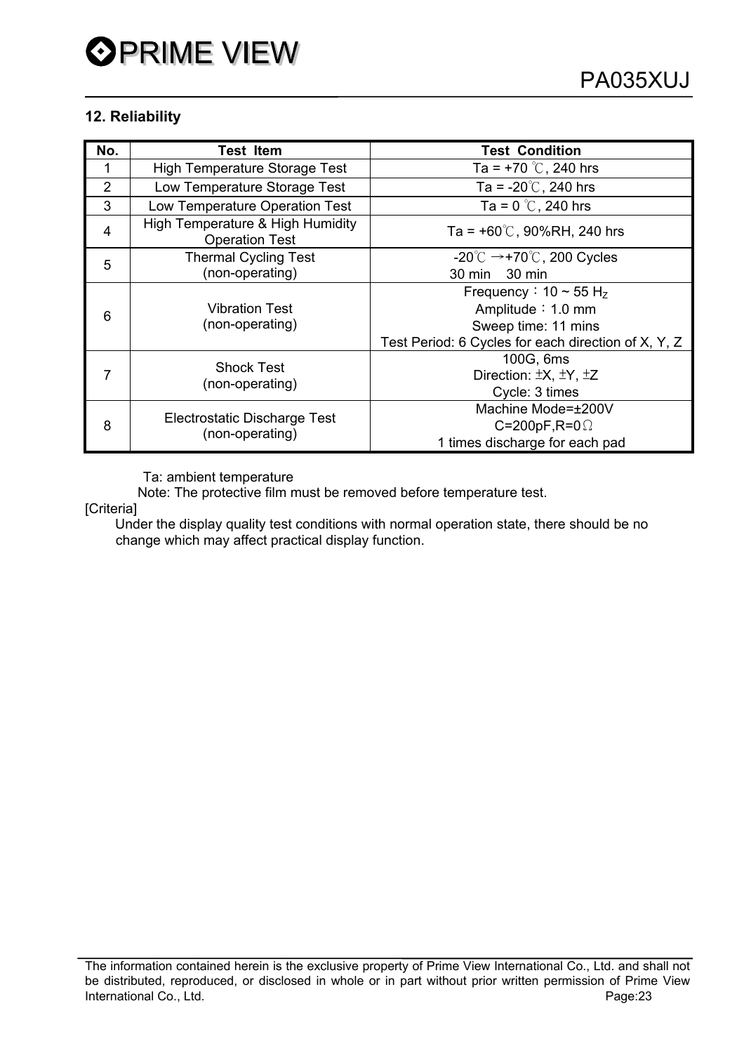## 12. Reliability

| No. | Test Item | Test Condition |
|---|---|---|
| 1 | High Temperature Storage Test | Ta = +70 ℃, 240 hrs |
| 2 | Low Temperature Storage Test | Ta = -20℃, 240 hrs |
| 3 | Low Temperature Operation Test | Ta = 0 ℃, 240 hrs |
| 4 | High Temperature & High Humidity Operation Test | Ta = +60℃, 90%RH, 240 hrs |
| 5 | Thermal Cycling Test (non-operating) | -20℃ →+70℃, 200 Cycles<br>30 min 30 min |
| 6 | Vibration Test (non-operating) | Frequency：10 ~ 55 $H_Z$<br>Amplitude：1.0 mm<br>Sweep time: 11 mins<br>Test Period: 6 Cycles for each direction of X, Y, Z |
| 7 | Shock Test (non-operating) | 100G, 6ms<br>Direction: ±X, ±Y, ±Z<br>Cycle: 3 times |
| 8 | Electrostatic Discharge Test (non-operating) | Machine Mode=±200V<br>C=200pF,R=0Ω<br>1 times discharge for each pad |

Ta: ambient temperature

Note: The protective film must be removed before temperature test.

[Criteria]

Under the display quality test conditions with normal operation state, there should be no change which may affect practical display function.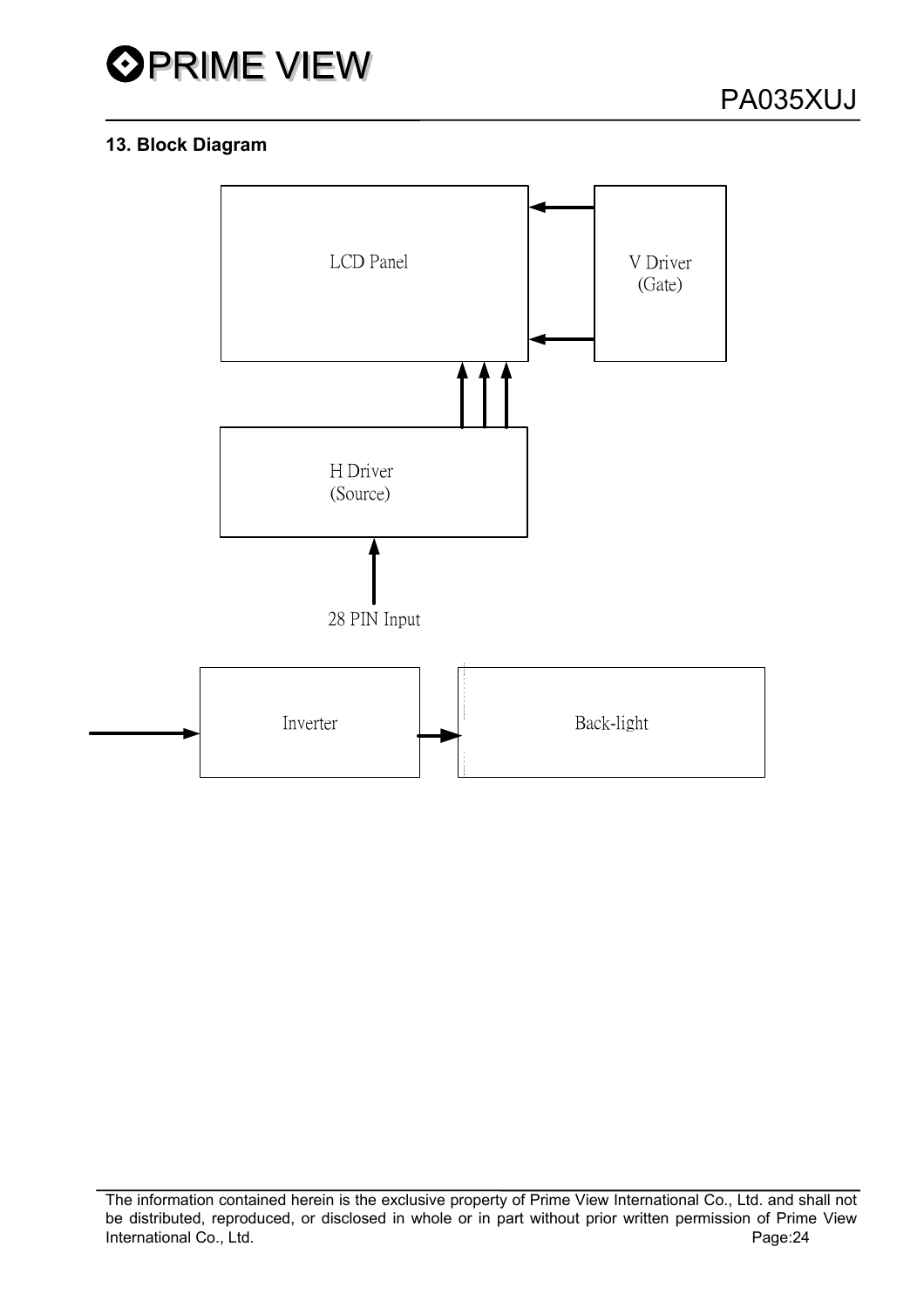## 13. Block Diagram

LCD Panel

V Driver
(Gate)

H Driver
(Source)

28 PIN Input

Inverter

Back-light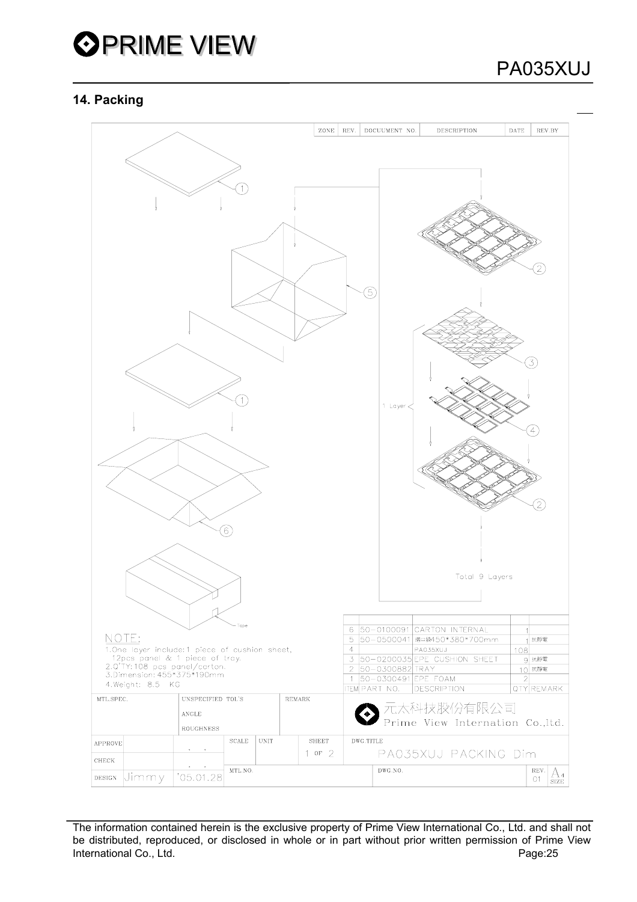## 14. Packing

| ZONE | REV. | DOCUUMENT NO. | DESCRIPTION | DATE | REV.BY |
|---|---|---|---|---|---|
| | | | | | |

1 Layer

Total 9 Layers

Tape

NOTE:
1.One layer include:1 piece of cushion sheet, 12pcs panel & 1 piece of tray.
2.Q'TY:108 pcs panel/carton.
3.Dimension:455*375*190mm
4.Weight: 8.5 KG

| ITEM | PART NO. | DESCRIPTION | QTY | REMARK |
|---|---|---|---|---|
| 6 | 50-0100091 | CARTON INTERNAL | 1 | |
| 5 | 50-0500041 | 導電袋450*380*700mm | 1 | 抗靜電 |
| 4 | | PA035XUJ | 108 | |
| 3 | 50-0200035 | EPE CUSHION SHEET | 9 | 抗靜電 |
| 2 | 50-0300882 | TRAY | 10 | 抗靜電 |
| 1 | 50-0300491 | EPE FOAM | 2 | |

| MTL.SPEC. | UNSPECIFIED TOL'S | | REMARK | 元太科技股份有限公司 Prime View Internation Co.,ltd. |
|---|---|---|---|---|
| | ANGLE | | | |
| | ROUGHNESS | | | |
| APPROVE | | SCALE / UNIT | SHEET 1 OF 2 | DWG.TITLE PA035XUJ PACKING Dim |
| CHECK | | | | |
| DESIGN Jimmy | '05.01.28 | MTL.NO. | | DWG.NO. REV. 01 A4 SIZE |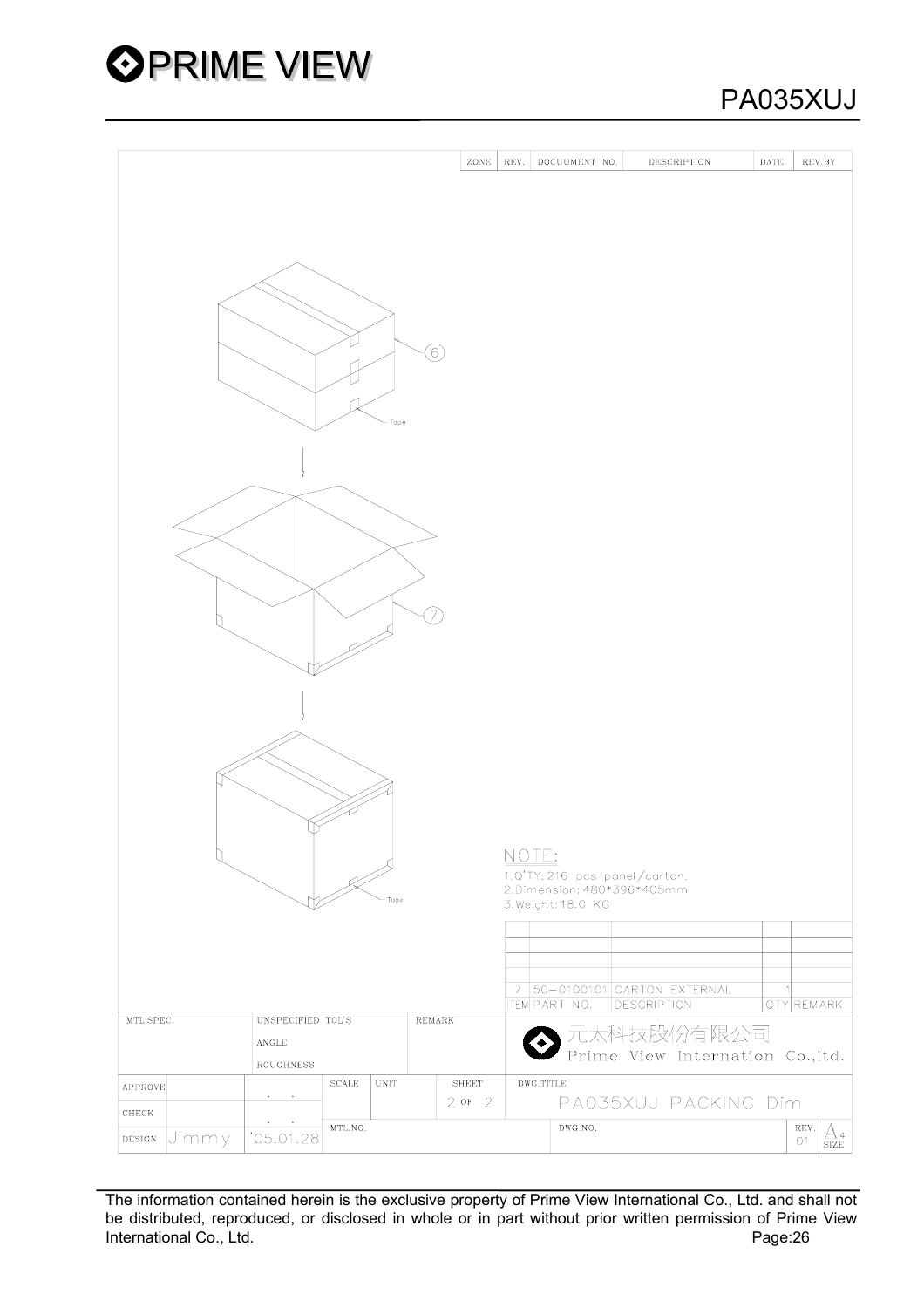| ZONE | REV. | DOCUUMENT NO. | DESCRIPTION | DATE | REV.BY |
|---|---|---|---|---|---|

6

Tape

7

Tape

NOTE:

1.Q'TY: 216 pcs panel/carton.
2.Dimension: 480*396*405mm
3.Weight: 18.0 KG

| ITEM | PART NO. | DESCRIPTION | QTY | REMARK |
|---|---|---|---|---|
| 7 | 50-0100101 | CARTON EXTERNAL | 1 | |

| MTL.SPEC. | UNSPECIFIED TOL'S ANGLE ROUGHNESS | REMARK | 元太科技股份有限公司 Prime View Internation Co.,ltd. |
|---|---|---|---|
| APPROVE | SCALE / UNIT | SHEET 2 OF 2 | DWG.TITLE PA035XUJ PACKING Dim |
| CHECK | | | |
| DESIGN Jimmy '05.01.28 | MTL.NO. | | DWG.NO. REV. 01 A4 SIZE |

The information contained herein is the exclusive property of Prime View International Co., Ltd. and shall not be distributed, reproduced, or disclosed in whole or in part without prior written permission of Prime View International Co., Ltd.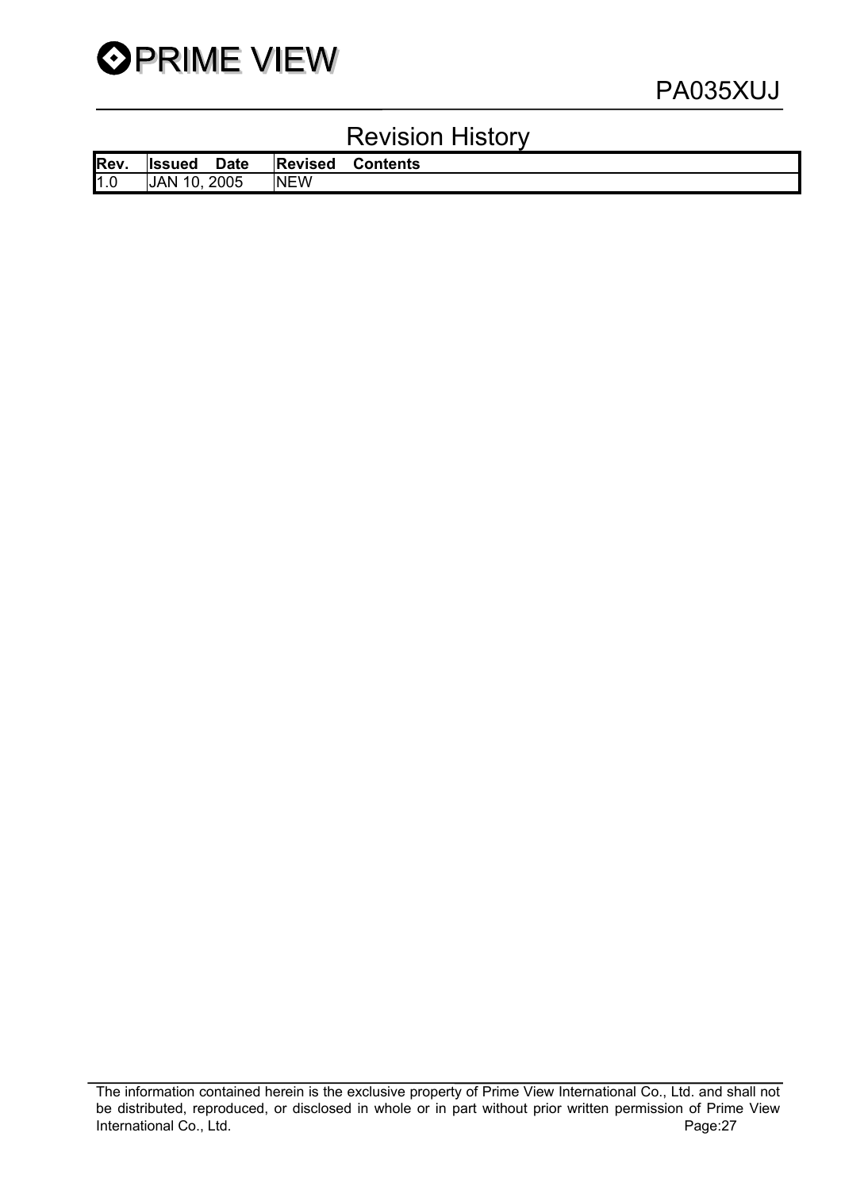# Revision History

| Rev. | Issued Date | Revised Contents |
|---|---|---|
| 1.0 | JAN 10, 2005 | NEW |

The information contained herein is the exclusive property of Prime View International Co., Ltd. and shall not be distributed, reproduced, or disclosed in whole or in part without prior written permission of Prime View International Co., Ltd.